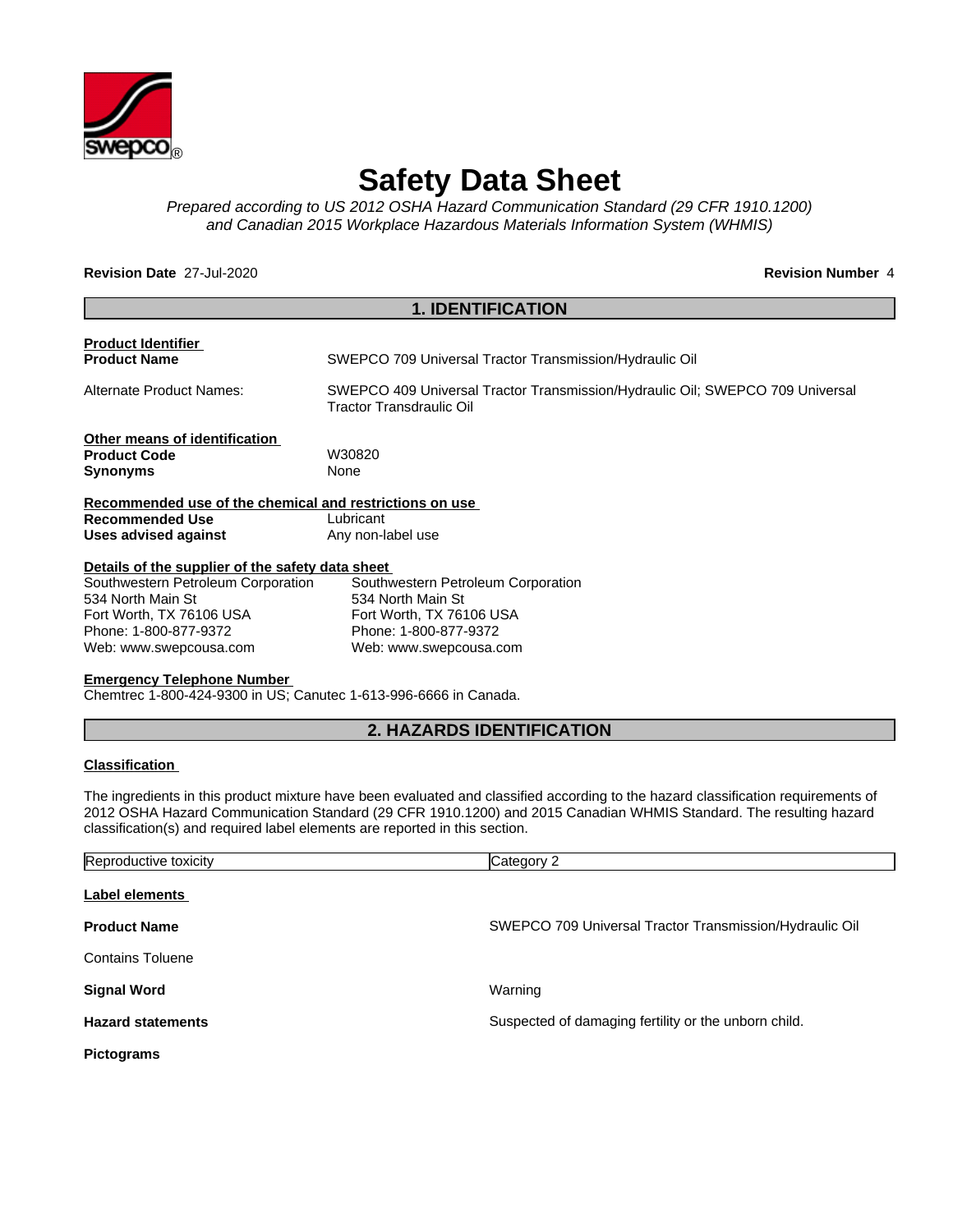# Safety Data Sheet

*Prepared according to US 2012 OSHA Hazard Communication Standard (29 CFR 1910.1200) and Canadian 2015 Workplace Hazardous Materials Information System (WHMIS)*

**Revision Date** 27-Jul-2020 **Revision Number** 4

## 1. IDENTIFICATION

**Product Identifier**

**Product Name** SWEPCO 709 Universal Tractor Transmission/Hydraulic Oil

Alternate Product Names: SWEPCO 409 Universal Tractor Transmission/Hydraulic Oil; SWEPCO 709 Universal Tractor Transdraulic Oil

**Other means of identification**

**Product Code** W30820

**Synonyms** None

**Recommended use of the chemical and restrictions on use**

**Recommended Use** Lubricant

**Uses advised against** Any non-label use

**Details of the supplier of the safety data sheet**

Southwestern Petroleum Corporation
534 North Main St
Fort Worth, TX 76106 USA
Phone: 1-800-877-9372
Web: www.swepcousa.com

Southwestern Petroleum Corporation
534 North Main St
Fort Worth, TX 76106 USA
Phone: 1-800-877-9372
Web: www.swepcousa.com

**Emergency Telephone Number**

Chemtrec 1-800-424-9300 in US; Canutec 1-613-996-6666 in Canada.

## 2. HAZARDS IDENTIFICATION

**Classification**

The ingredients in this product mixture have been evaluated and classified according to the hazard classification requirements of 2012 OSHA Hazard Communication Standard (29 CFR 1910.1200) and 2015 Canadian WHMIS Standard. The resulting hazard classification(s) and required label elements are reported in this section.

| Reproductive toxicity | Category 2 |
|---|---|

**Label elements**

**Product Name** SWEPCO 709 Universal Tractor Transmission/Hydraulic Oil

Contains Toluene

**Signal Word** Warning

**Hazard statements** Suspected of damaging fertility or the unborn child.

**Pictograms**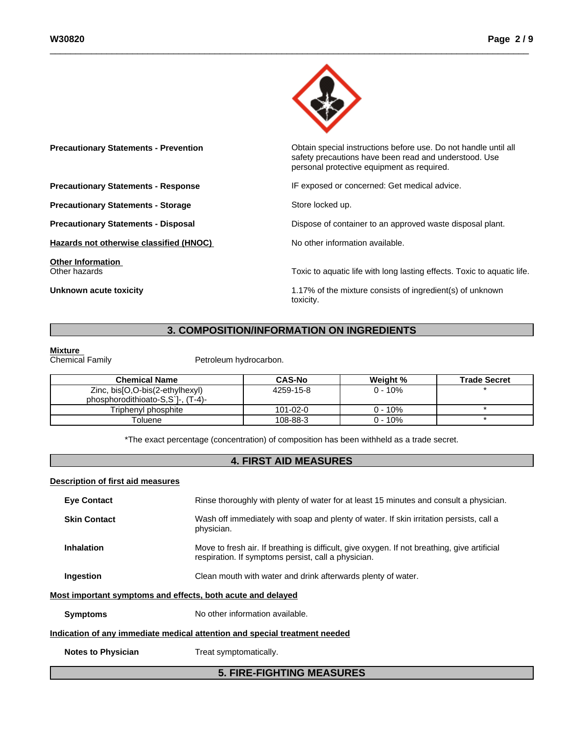**Precautionary Statements - Prevention**

Obtain special instructions before use. Do not handle until all safety precautions have been read and understood. Use personal protective equipment as required.

**Precautionary Statements - Response**

IF exposed or concerned: Get medical advice.

**Precautionary Statements - Storage**

Store locked up.

**Precautionary Statements - Disposal**

Dispose of container to an approved waste disposal plant.

**Hazards not otherwise classified (HNOC)**

No other information available.

**Other Information**

Other hazards

Toxic to aquatic life with long lasting effects. Toxic to aquatic life.

**Unknown acute toxicity**

1.17% of the mixture consists of ingredient(s) of unknown toxicity.

## 3. COMPOSITION/INFORMATION ON INGREDIENTS

**Mixture**

Chemical Family: Petroleum hydrocarbon.

| Chemical Name | CAS-No | Weight % | Trade Secret |
|---|---|---|---|
| Zinc, bis[O,O-bis(2-ethylhexyl) phosphorodithioato-S,S`]-, (T-4)- | 4259-15-8 | 0 - 10% | * |
| Triphenyl phosphite | 101-02-0 | 0 - 10% | * |
| Toluene | 108-88-3 | 0 - 10% | * |

*The exact percentage (concentration) of composition has been withheld as a trade secret.

## 4. FIRST AID MEASURES

**Description of first aid measures**

**Eye Contact**: Rinse thoroughly with plenty of water for at least 15 minutes and consult a physician.

**Skin Contact**: Wash off immediately with soap and plenty of water. If skin irritation persists, call a physician.

**Inhalation**: Move to fresh air. If breathing is difficult, give oxygen. If not breathing, give artificial respiration. If symptoms persist, call a physician.

**Ingestion**: Clean mouth with water and drink afterwards plenty of water.

**Most important symptoms and effects, both acute and delayed**

**Symptoms**: No other information available.

**Indication of any immediate medical attention and special treatment needed**

**Notes to Physician**: Treat symptomatically.

## 5. FIRE-FIGHTING MEASURES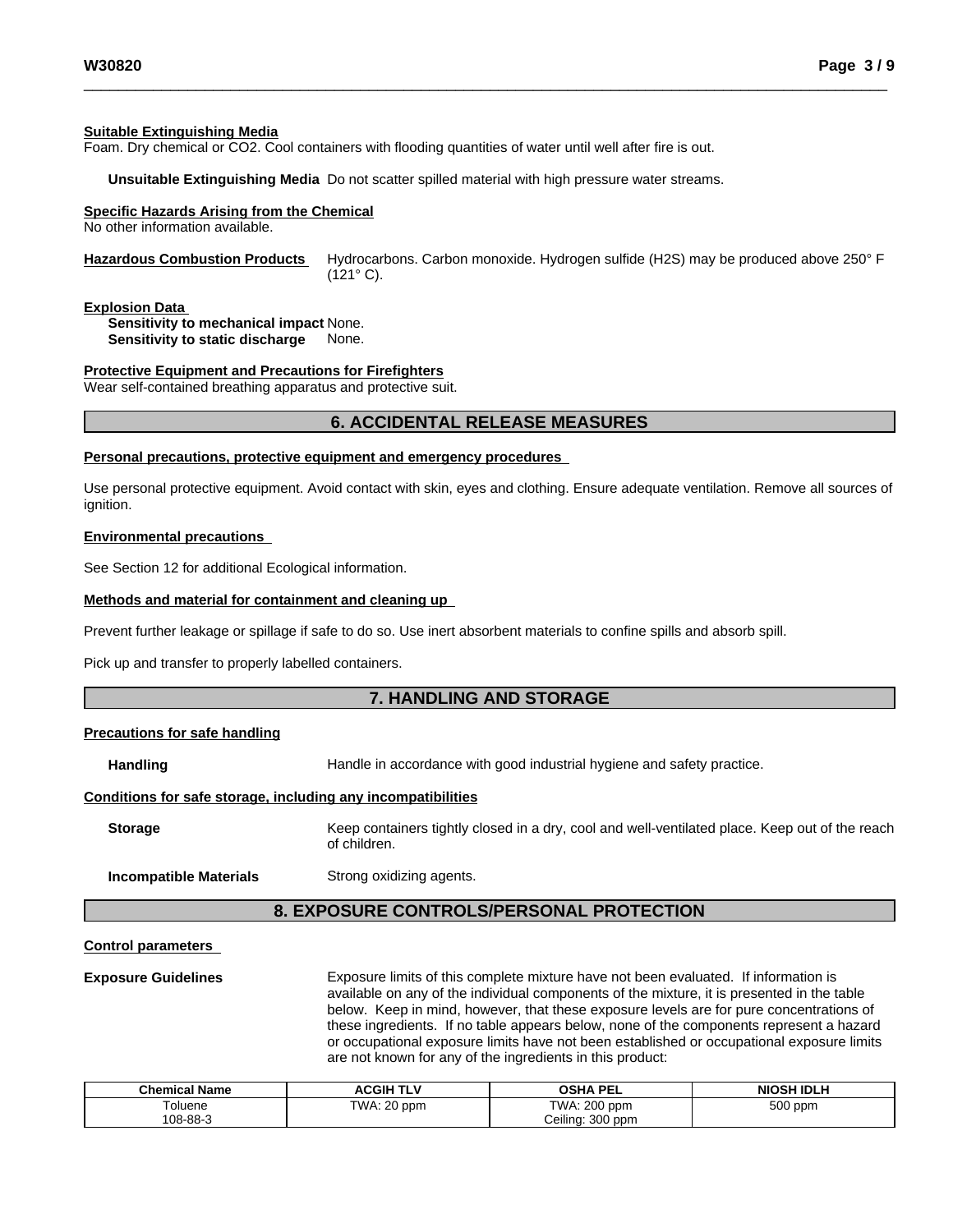**Suitable Extinguishing Media**

Foam. Dry chemical or $CO_2$. Cool containers with flooding quantities of water until well after fire is out.

**Unsuitable Extinguishing Media** Do not scatter spilled material with high pressure water streams.

**Specific Hazards Arising from the Chemical**

No other information available.

**Hazardous Combustion Products** Hydrocarbons. Carbon monoxide. Hydrogen sulfide ($H_2S$) may be produced above 250° F (121° C).

**Explosion Data**

**Sensitivity to mechanical impact** None.
**Sensitivity to static discharge** None.

**Protective Equipment and Precautions for Firefighters**

Wear self-contained breathing apparatus and protective suit.

## 6. ACCIDENTAL RELEASE MEASURES

**Personal precautions, protective equipment and emergency procedures**

Use personal protective equipment. Avoid contact with skin, eyes and clothing. Ensure adequate ventilation. Remove all sources of ignition.

**Environmental precautions**

See Section 12 for additional Ecological information.

**Methods and material for containment and cleaning up**

Prevent further leakage or spillage if safe to do so. Use inert absorbent materials to confine spills and absorb spill.

Pick up and transfer to properly labelled containers.

## 7. HANDLING AND STORAGE

**Precautions for safe handling**

**Handling** Handle in accordance with good industrial hygiene and safety practice.

**Conditions for safe storage, including any incompatibilities**

**Storage** Keep containers tightly closed in a dry, cool and well-ventilated place. Keep out of the reach of children.

**Incompatible Materials** Strong oxidizing agents.

## 8. EXPOSURE CONTROLS/PERSONAL PROTECTION

**Control parameters**

**Exposure Guidelines** Exposure limits of this complete mixture have not been evaluated. If information is available on any of the individual components of the mixture, it is presented in the table below. Keep in mind, however, that these exposure levels are for pure concentrations of these ingredients. If no table appears below, none of the components represent a hazard or occupational exposure limits have not been established or occupational exposure limits are not known for any of the ingredients in this product:

| Chemical Name | ACGIH TLV | OSHA PEL | NIOSH IDLH |
|---|---|---|---|
| Toluene<br>108-88-3 | TWA: 20 ppm | TWA: 200 ppm<br>Ceiling: 300 ppm | 500 ppm |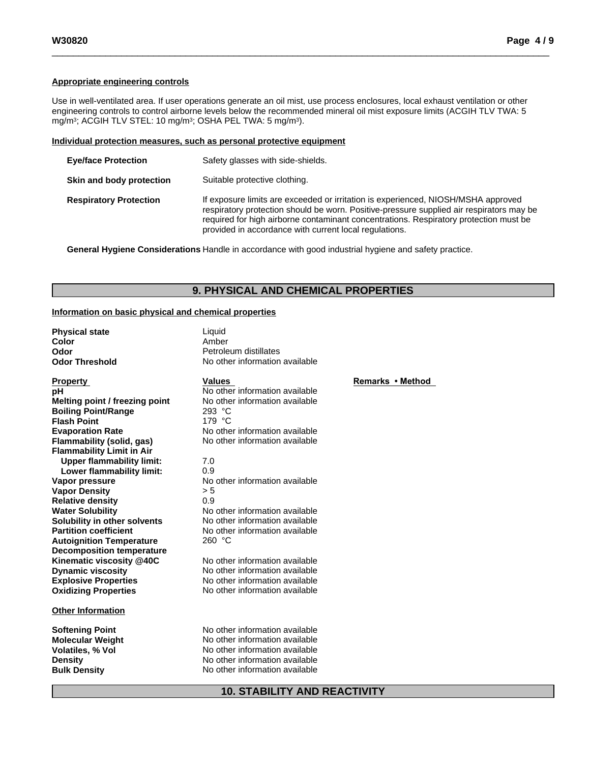**Appropriate engineering controls**

Use in well-ventilated area. If user operations generate an oil mist, use process enclosures, local exhaust ventilation or other engineering controls to control airborne levels below the recommended mineral oil mist exposure limits (ACGIH TLV TWA: 5 $mg/m^3$; ACGIH TLV STEL: 10 $mg/m^3$; OSHA PEL TWA: 5 $mg/m^3$).

**Individual protection measures, such as personal protective equipment**

| | |
|---|---|
| **Eye/face Protection** | Safety glasses with side-shields. |
| **Skin and body protection** | Suitable protective clothing. |
| **Respiratory Protection** | If exposure limits are exceeded or irritation is experienced, NIOSH/MSHA approved respiratory protection should be worn. Positive-pressure supplied air respirators may be required for high airborne contaminant concentrations. Respiratory protection must be provided in accordance with current local regulations. |
| **General Hygiene Considerations** | Handle in accordance with good industrial hygiene and safety practice. |

## 9. PHYSICAL AND CHEMICAL PROPERTIES

**Information on basic physical and chemical properties**

| | |
|---|---|
| **Physical state** | Liquid |
| **Color** | Amber |
| **Odor** | Petroleum distillates |
| **Odor Threshold** | No other information available |

| Property | Values | Remarks • Method |
|---|---|---|
| **pH** | No other information available | |
| **Melting point / freezing point** | No other information available | |
| **Boiling Point/Range** | 293 °C | |
| **Flash Point** | 179 °C | |
| **Evaporation Rate** | No other information available | |
| **Flammability (solid, gas)** | No other information available | |
| **Flammability Limit in Air** | | |
| **Upper flammability limit:** | 7.0 | |
| **Lower flammability limit:** | 0.9 | |
| **Vapor pressure** | No other information available | |
| **Vapor Density** | > 5 | |
| **Relative density** | 0.9 | |
| **Water Solubility** | No other information available | |
| **Solubility in other solvents** | No other information available | |
| **Partition coefficient** | No other information available | |
| **Autoignition Temperature** | 260 °C | |
| **Decomposition temperature** | | |
| **Kinematic viscosity @40C** | No other information available | |
| **Dynamic viscosity** | No other information available | |
| **Explosive Properties** | No other information available | |
| **Oxidizing Properties** | No other information available | |

**Other Information**

| | |
|---|---|
| **Softening Point** | No other information available |
| **Molecular Weight** | No other information available |
| **Volatiles, % Vol** | No other information available |
| **Density** | No other information available |
| **Bulk Density** | No other information available |

## 10. STABILITY AND REACTIVITY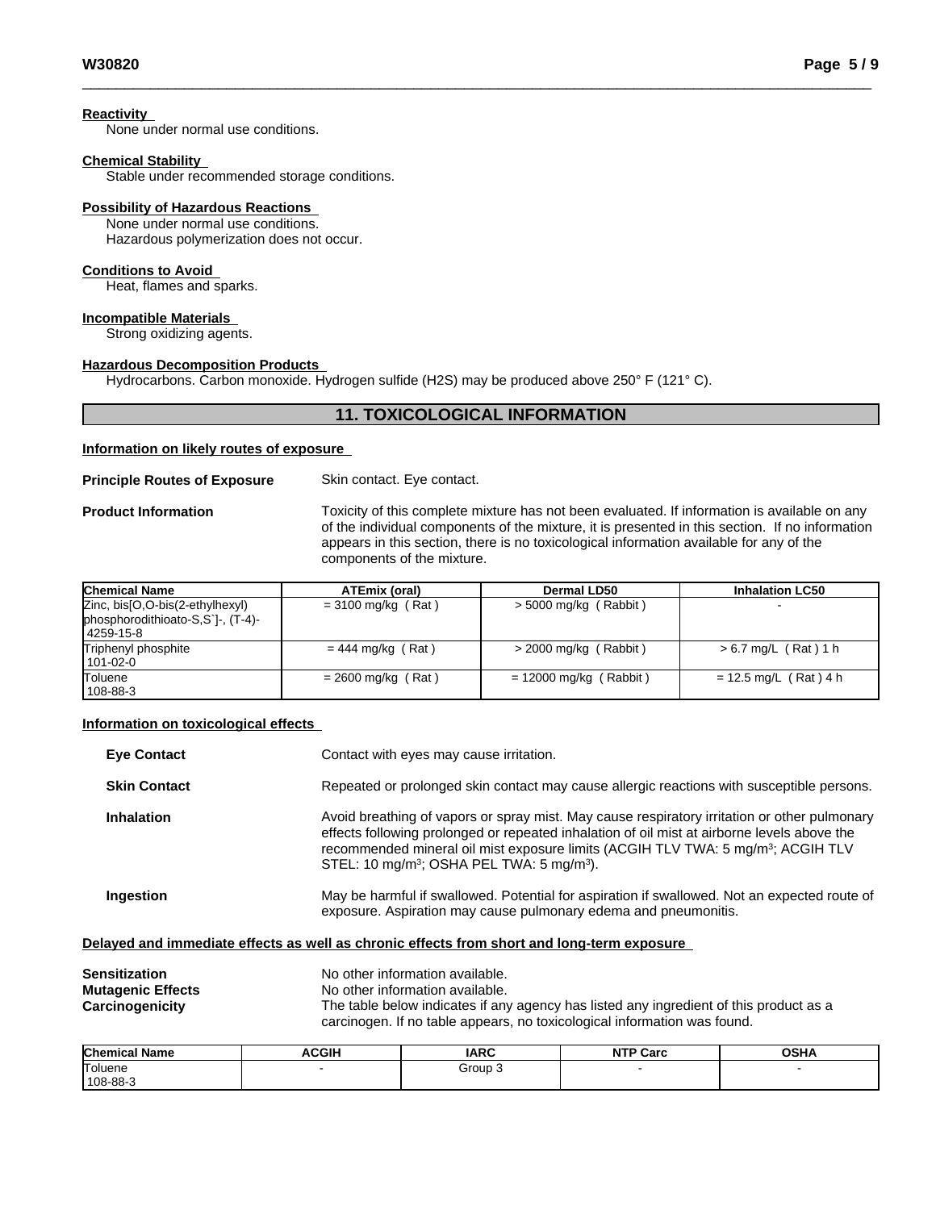**Reactivity**

None under normal use conditions.

**Chemical Stability**

Stable under recommended storage conditions.

**Possibility of Hazardous Reactions**

None under normal use conditions.
Hazardous polymerization does not occur.

**Conditions to Avoid**

Heat, flames and sparks.

**Incompatible Materials**

Strong oxidizing agents.

**Hazardous Decomposition Products**

Hydrocarbons. Carbon monoxide. Hydrogen sulfide ($H_2S$) may be produced above 250° F (121° C).

## 11. TOXICOLOGICAL INFORMATION

**Information on likely routes of exposure**

**Principle Routes of Exposure** Skin contact. Eye contact.

**Product Information** Toxicity of this complete mixture has not been evaluated. If information is available on any of the individual components of the mixture, it is presented in this section. If no information appears in this section, there is no toxicological information available for any of the components of the mixture.

| Chemical Name | ATEmix (oral) | Dermal LD50 | Inhalation LC50 |
|---|---|---|---|
| Zinc, bis[O,O-bis(2-ethylhexyl) phosphorodithioato-S,S`]-, (T-4)- 4259-15-8 | = 3100 mg/kg ( Rat ) | > 5000 mg/kg ( Rabbit ) | - |
| Triphenyl phosphite 101-02-0 | = 444 mg/kg ( Rat ) | > 2000 mg/kg ( Rabbit ) | > 6.7 mg/L ( Rat ) 1 h |
| Toluene 108-88-3 | = 2600 mg/kg ( Rat ) | = 12000 mg/kg ( Rabbit ) | = 12.5 mg/L ( Rat ) 4 h |

**Information on toxicological effects**

**Eye Contact** Contact with eyes may cause irritation.

**Skin Contact** Repeated or prolonged skin contact may cause allergic reactions with susceptible persons.

**Inhalation** Avoid breathing of vapors or spray mist. May cause respiratory irritation or other pulmonary effects following prolonged or repeated inhalation of oil mist at airborne levels above the recommended mineral oil mist exposure limits (ACGIH TLV TWA: 5 mg/m$^3$; ACGIH TLV STEL: 10 mg/m$^3$; OSHA PEL TWA: 5 mg/m$^3$).

**Ingestion** May be harmful if swallowed. Potential for aspiration if swallowed. Not an expected route of exposure. Aspiration may cause pulmonary edema and pneumonitis.

**Delayed and immediate effects as well as chronic effects from short and long-term exposure**

**Sensitization** No other information available.
**Mutagenic Effects** No other information available.
**Carcinogenicity** The table below indicates if any agency has listed any ingredient of this product as a carcinogen. If no table appears, no toxicological information was found.

| Chemical Name | ACGIH | IARC | NTP Carc | OSHA |
|---|---|---|---|---|
| Toluene 108-88-3 | - | Group 3 | - | - |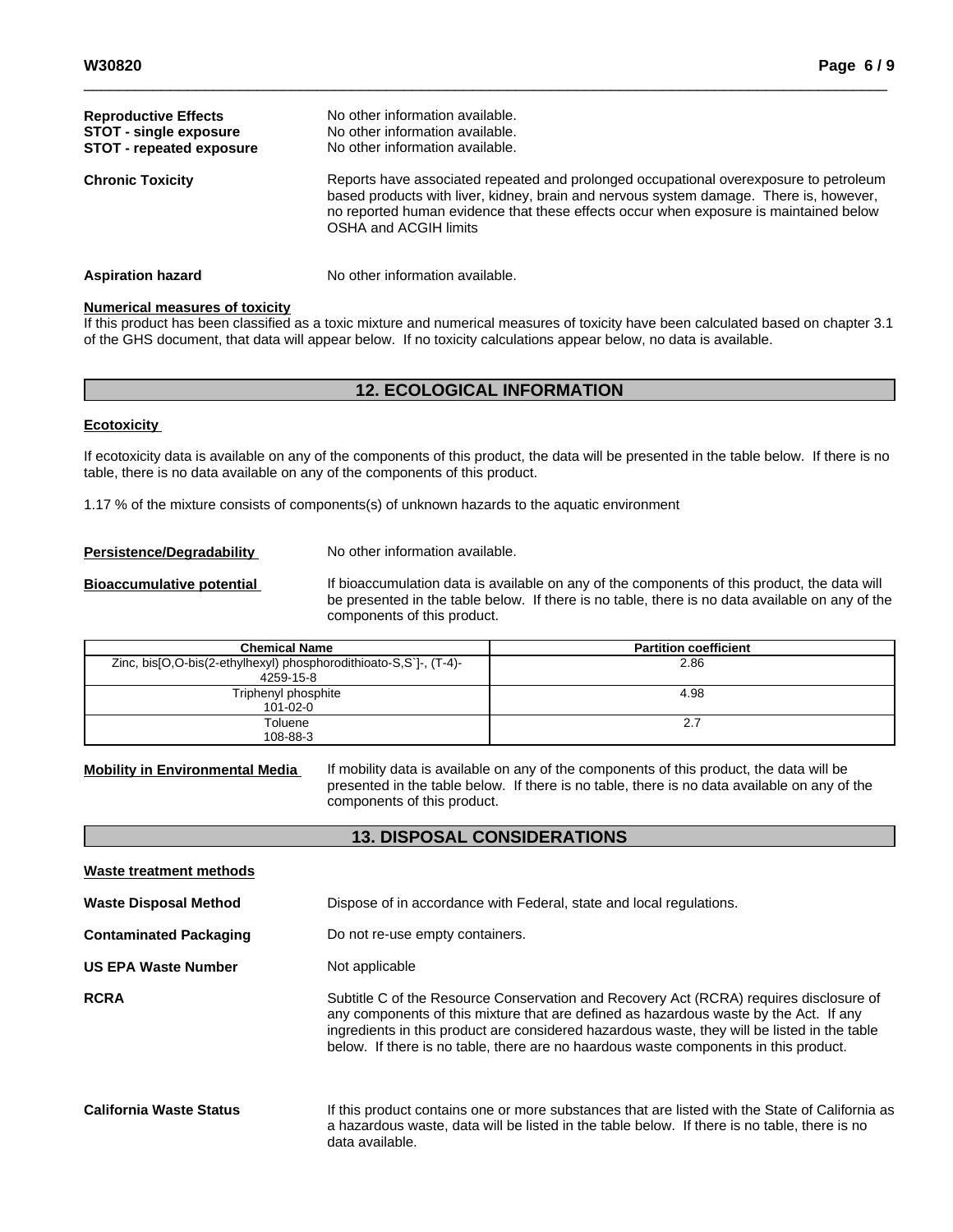**Reproductive Effects** No other information available.
**STOT - single exposure** No other information available.
**STOT - repeated exposure** No other information available.

**Chronic Toxicity** Reports have associated repeated and prolonged occupational overexposure to petroleum based products with liver, kidney, brain and nervous system damage. There is, however, no reported human evidence that these effects occur when exposure is maintained below OSHA and ACGIH limits

**Aspiration hazard** No other information available.

**Numerical measures of toxicity**

If this product has been classified as a toxic mixture and numerical measures of toxicity have been calculated based on chapter 3.1 of the GHS document, that data will appear below. If no toxicity calculations appear below, no data is available.

## 12. ECOLOGICAL INFORMATION

**Ecotoxicity**

If ecotoxicity data is available on any of the components of this product, the data will be presented in the table below. If there is no table, there is no data available on any of the components of this product.

1.17 % of the mixture consists of components(s) of unknown hazards to the aquatic environment

**Persistence/Degradability** No other information available.

**Bioaccumulative potential** If bioaccumulation data is available on any of the components of this product, the data will be presented in the table below. If there is no table, there is no data available on any of the components of this product.

| Chemical Name | Partition coefficient |
|---|---|
| Zinc, bis[O,O-bis(2-ethylhexyl) phosphorodithioato-S,S`]-, (T-4)- 4259-15-8 | 2.86 |
| Triphenyl phosphite 101-02-0 | 4.98 |
| Toluene 108-88-3 | 2.7 |

**Mobility in Environmental Media** If mobility data is available on any of the components of this product, the data will be presented in the table below. If there is no table, there is no data available on any of the components of this product.

## 13. DISPOSAL CONSIDERATIONS

**Waste treatment methods**

**Waste Disposal Method** Dispose of in accordance with Federal, state and local regulations.

**Contaminated Packaging** Do not re-use empty containers.

**US EPA Waste Number** Not applicable

**RCRA** Subtitle C of the Resource Conservation and Recovery Act (RCRA) requires disclosure of any components of this mixture that are defined as hazardous waste by the Act. If any ingredients in this product are considered hazardous waste, they will be listed in the table below. If there is no table, there are no haardous waste components in this product.

**California Waste Status** If this product contains one or more substances that are listed with the State of California as a hazardous waste, data will be listed in the table below. If there is no table, there is no data available.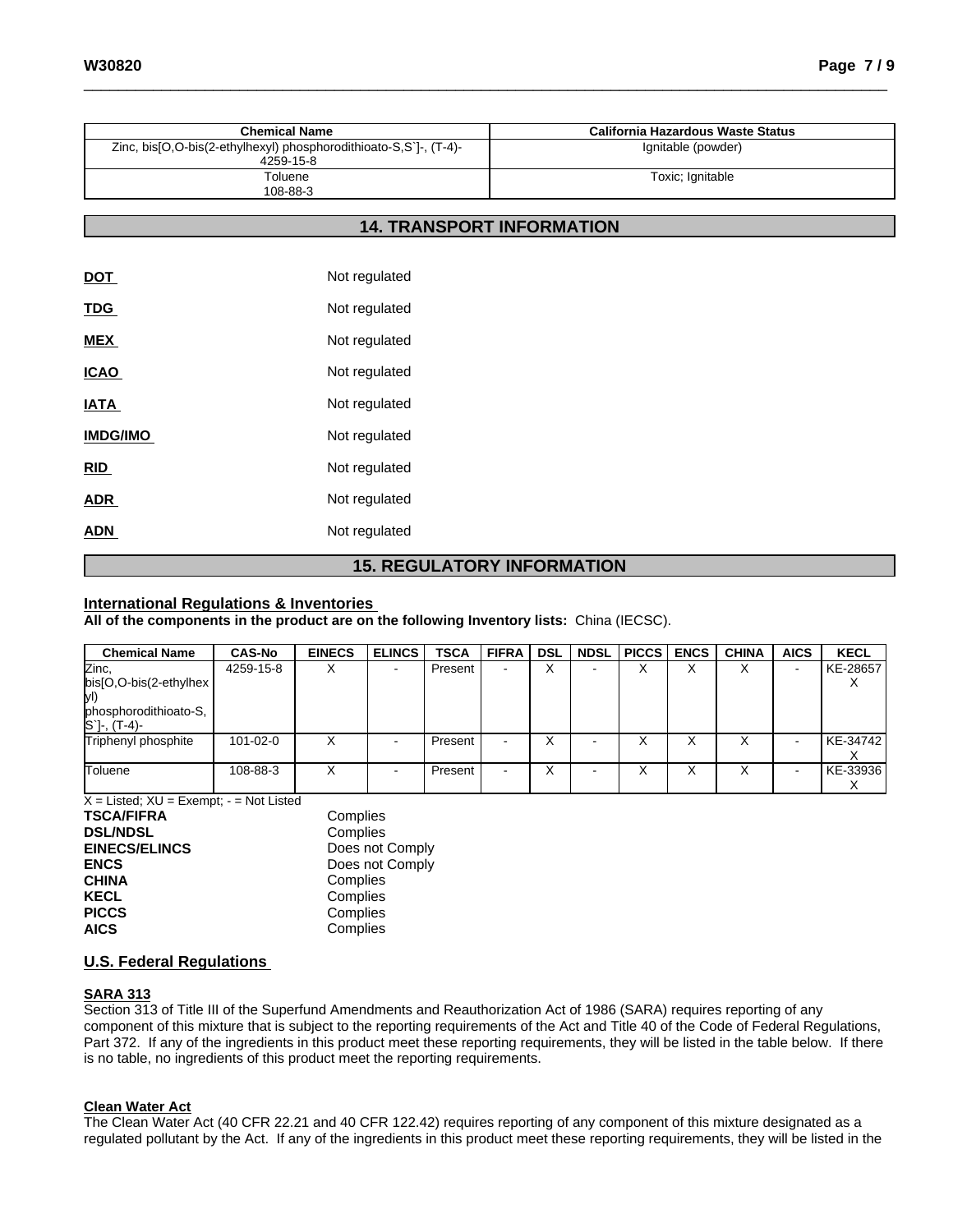| Chemical Name | California Hazardous Waste Status |
|---|---|
| Zinc, bis[O,O-bis(2-ethylhexyl) phosphorodithioato-S,S`]-, (T-4)- 4259-15-8 | Ignitable (powder) |
| Toluene 108-88-3 | Toxic; Ignitable |

## 14. TRANSPORT INFORMATION

| | |
|---|---|
| **DOT** | Not regulated |
| **TDG** | Not regulated |
| **MEX** | Not regulated |
| **ICAO** | Not regulated |
| **IATA** | Not regulated |
| **IMDG/IMO** | Not regulated |
| **RID** | Not regulated |
| **ADR** | Not regulated |
| **ADN** | Not regulated |

## 15. REGULATORY INFORMATION

### International Regulations & Inventories

**All of the components in the product are on the following Inventory lists:** China (IECSC).

| Chemical Name | CAS-No | EINECS | ELINCS | TSCA | FIFRA | DSL | NDSL | PICCS | ENCS | CHINA | AICS | KECL |
|---|---|---|---|---|---|---|---|---|---|---|---|---|
| Zinc, bis[O,O-bis(2-ethylhexyl) phosphorodithioato-S,S`]-, (T-4)- | 4259-15-8 | X | - | Present | - | X | - | X | X | X | - | KE-28657 X |
| Triphenyl phosphite | 101-02-0 | X | - | Present | - | X | - | X | X | X | - | KE-34742 X |
| Toluene | 108-88-3 | X | - | Present | - | X | - | X | X | X | - | KE-33936 X |

X = Listed; XU = Exempt; - = Not Listed

| | |
|---|---|
| **TSCA/FIFRA** | Complies |
| **DSL/NDSL** | Complies |
| **EINECS/ELINCS** | Does not Comply |
| **ENCS** | Does not Comply |
| **CHINA** | Complies |
| **KECL** | Complies |
| **PICCS** | Complies |
| **AICS** | Complies |

### U.S. Federal Regulations

**SARA 313**

Section 313 of Title III of the Superfund Amendments and Reauthorization Act of 1986 (SARA) requires reporting of any component of this mixture that is subject to the reporting requirements of the Act and Title 40 of the Code of Federal Regulations, Part 372. If any of the ingredients in this product meet these reporting requirements, they will be listed in the table below. If there is no table, no ingredients of this product meet the reporting requirements.

**Clean Water Act**

The Clean Water Act (40 CFR 22.21 and 40 CFR 122.42) requires reporting of any component of this mixture designated as a regulated pollutant by the Act. If any of the ingredients in this product meet these reporting requirements, they will be listed in the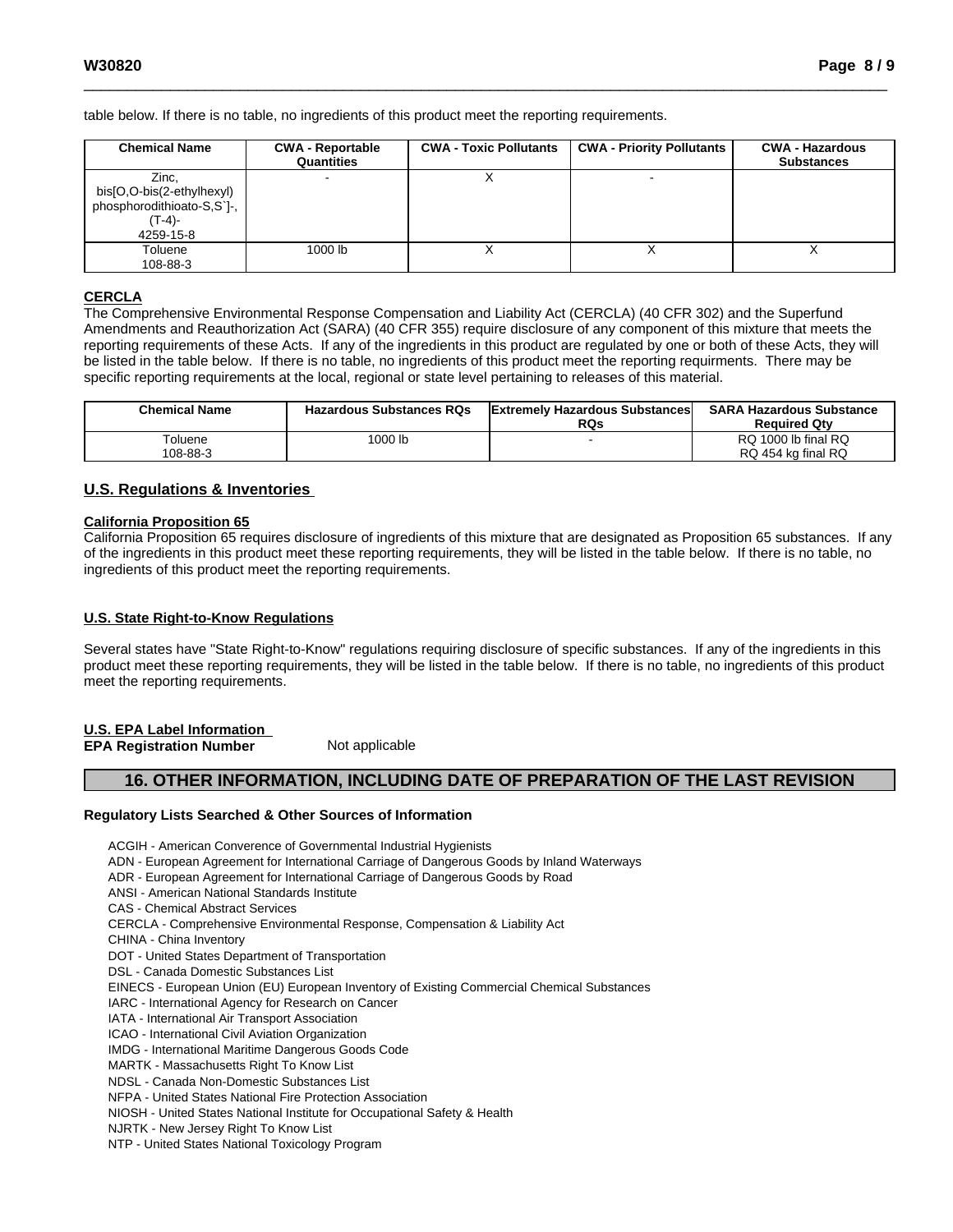table below. If there is no table, no ingredients of this product meet the reporting requirements.

| Chemical Name | CWA - Reportable Quantities | CWA - Toxic Pollutants | CWA - Priority Pollutants | CWA - Hazardous Substances |
|---|---|---|---|---|
| Zinc, bis[O,O-bis(2-ethylhexyl) phosphorodithioato-S,S`]-, (T-4)- 4259-15-8 | - | X | - | |
| Toluene 108-88-3 | 1000 lb | X | X | X |

**CERCLA**

The Comprehensive Environmental Response Compensation and Liability Act (CERCLA) (40 CFR 302) and the Superfund Amendments and Reauthorization Act (SARA) (40 CFR 355) require disclosure of any component of this mixture that meets the reporting requirements of these Acts. If any of the ingredients in this product are regulated by one or both of these Acts, they will be listed in the table below. If there is no table, no ingredients of this product meet the reporting requirments. There may be specific reporting requirements at the local, regional or state level pertaining to releases of this material.

| Chemical Name | Hazardous Substances RQs | Extremely Hazardous Substances RQs | SARA Hazardous Substance Required Qty |
|---|---|---|---|
| Toluene 108-88-3 | 1000 lb | - | RQ 1000 lb final RQ RQ 454 kg final RQ |

## U.S. Regulations & Inventories

**California Proposition 65**

California Proposition 65 requires disclosure of ingredients of this mixture that are designated as Proposition 65 substances. If any of the ingredients in this product meet these reporting requirements, they will be listed in the table below. If there is no table, no ingredients of this product meet the reporting requirements.

**U.S. State Right-to-Know Regulations**

Several states have "State Right-to-Know" regulations requiring disclosure of specific substances. If any of the ingredients in this product meet these reporting requirements, they will be listed in the table below. If there is no table, no ingredients of this product meet the reporting requirements.

**U.S. EPA Label Information**

**EPA Registration Number** Not applicable

## 16. OTHER INFORMATION, INCLUDING DATE OF PREPARATION OF THE LAST REVISION

**Regulatory Lists Searched & Other Sources of Information**

ACGIH - American Converence of Governmental Industrial Hygienists
ADN - European Agreement for International Carriage of Dangerous Goods by Inland Waterways
ADR - European Agreement for International Carriage of Dangerous Goods by Road
ANSI - American National Standards Institute
CAS - Chemical Abstract Services
CERCLA - Comprehensive Environmental Response, Compensation & Liability Act
CHINA - China Inventory
DOT - United States Department of Transportation
DSL - Canada Domestic Substances List
EINECS - European Union (EU) European Inventory of Existing Commercial Chemical Substances
IARC - International Agency for Research on Cancer
IATA - International Air Transport Association
ICAO - International Civil Aviation Organization
IMDG - International Maritime Dangerous Goods Code
MARTK - Massachusetts Right To Know List
NDSL - Canada Non-Domestic Substances List
NFPA - United States National Fire Protection Association
NIOSH - United States National Institute for Occupational Safety & Health
NJRTK - New Jersey Right To Know List
NTP - United States National Toxicology Program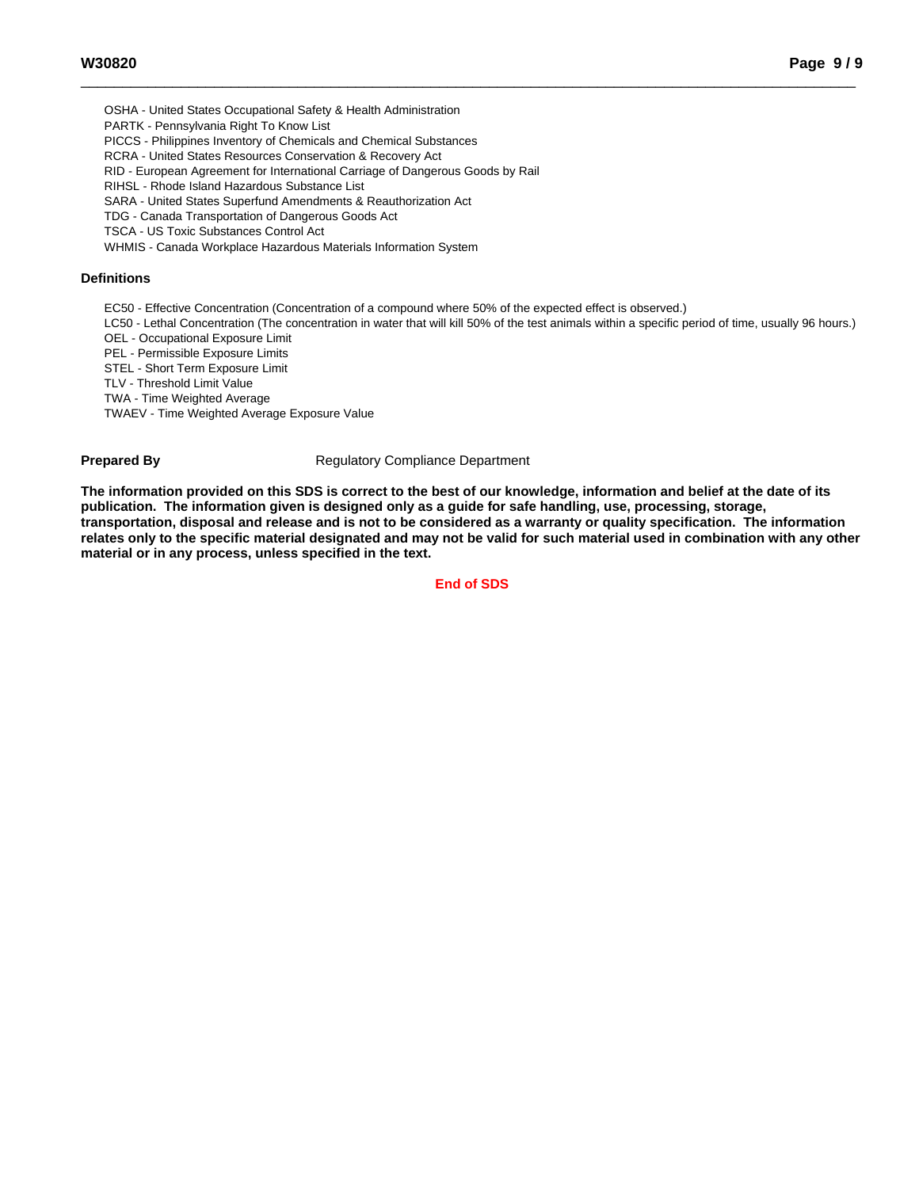- OSHA - United States Occupational Safety & Health Administration
- PARTK - Pennsylvania Right To Know List
- PICCS - Philippines Inventory of Chemicals and Chemical Substances
- RCRA - United States Resources Conservation & Recovery Act
- RID - European Agreement for International Carriage of Dangerous Goods by Rail
- RIHSL - Rhode Island Hazardous Substance List
- SARA - United States Superfund Amendments & Reauthorization Act
- TDG - Canada Transportation of Dangerous Goods Act
- TSCA - US Toxic Substances Control Act
- WHMIS - Canada Workplace Hazardous Materials Information System

### Definitions

- EC50 - Effective Concentration (Concentration of a compound where 50% of the expected effect is observed.)
- LC50 - Lethal Concentration (The concentration in water that will kill 50% of the test animals within a specific period of time, usually 96 hours.)
- OEL - Occupational Exposure Limit
- PEL - Permissible Exposure Limits
- STEL - Short Term Exposure Limit
- TLV - Threshold Limit Value
- TWA - Time Weighted Average
- TWAEV - Time Weighted Average Exposure Value

**Prepared By** Regulatory Compliance Department

**The information provided on this SDS is correct to the best of our knowledge, information and belief at the date of its publication. The information given is designed only as a guide for safe handling, use, processing, storage, transportation, disposal and release and is not to be considered as a warranty or quality specification. The information relates only to the specific material designated and may not be valid for such material used in combination with any other material or in any process, unless specified in the text.**

**End of SDS**